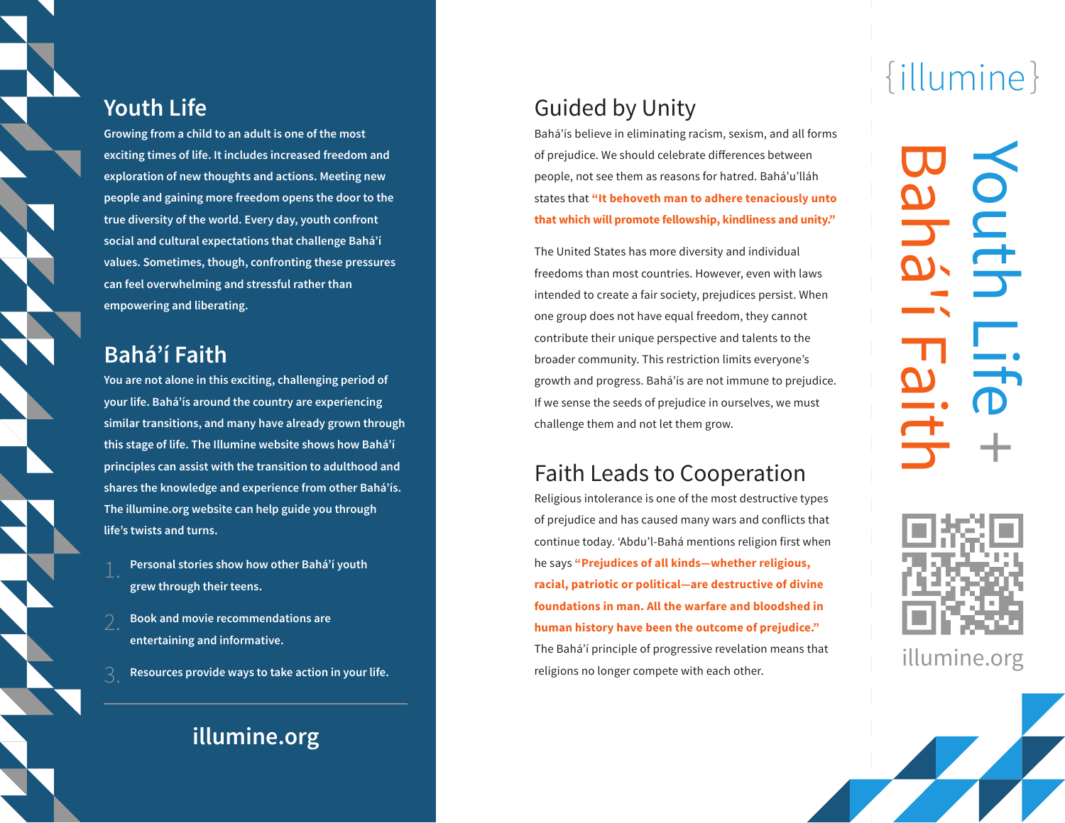## Youth Life

Growing from a child to an adult is one of the most exciting times of life. It includes increased freedom and exploration of new thoughts and actions. Meeting new people and gaining more freedom opens the door to the true diversity of the world. Every day, youth confront social and cultural expectations that challenge Bahá'í values. Sometimes, though, confronting these pressures can feel overwhelming and stressful rather than empowering and liberating.

## Bahá'í Faith

You are not alone in this exciting, challenging period of your life. Bahá'ís around the country are experiencing similar transitions, and many have already grown through this stage of life. The Illumine website shows how Bahá'í principles can assist with the transition to adulthood and shares the knowledge and experience from other Bahá'ís. The illumine.org website can help guide you through life's twists and turns.

1. Personal stories show how other Bahá'í youth grew through their teens.
2. Book and movie recommendations are entertaining and informative.
3. Resources provide ways to take action in your life.

---

**illumine.org**

## Guided by Unity

Bahá'ís believe in eliminating racism, sexism, and all forms of prejudice. We should celebrate differences between people, not see them as reasons for hatred. Bahá'u'lláh states that **"It behoveth man to adhere tenaciously unto that which will promote fellowship, kindliness and unity."**

The United States has more diversity and individual freedoms than most countries. However, even with laws intended to create a fair society, prejudices persist. When one group does not have equal freedom, they cannot contribute their unique perspective and talents to the broader community. This restriction limits everyone's growth and progress. Bahá'ís are not immune to prejudice. If we sense the seeds of prejudice in ourselves, we must challenge them and not let them grow.

## Faith Leads to Cooperation

Religious intolerance is one of the most destructive types of prejudice and has caused many wars and conflicts that continue today. 'Abdu'l-Bahá mentions religion first when he says **"Prejudices of all kinds—whether religious, racial, patriotic or political—are destructive of divine foundations in man. All the warfare and bloodshed in human history have been the outcome of prejudice."** The Bahá'í principle of progressive revelation means that religions no longer compete with each other.

{illumine}

# Youth Life + Bahá'í Faith

illumine.org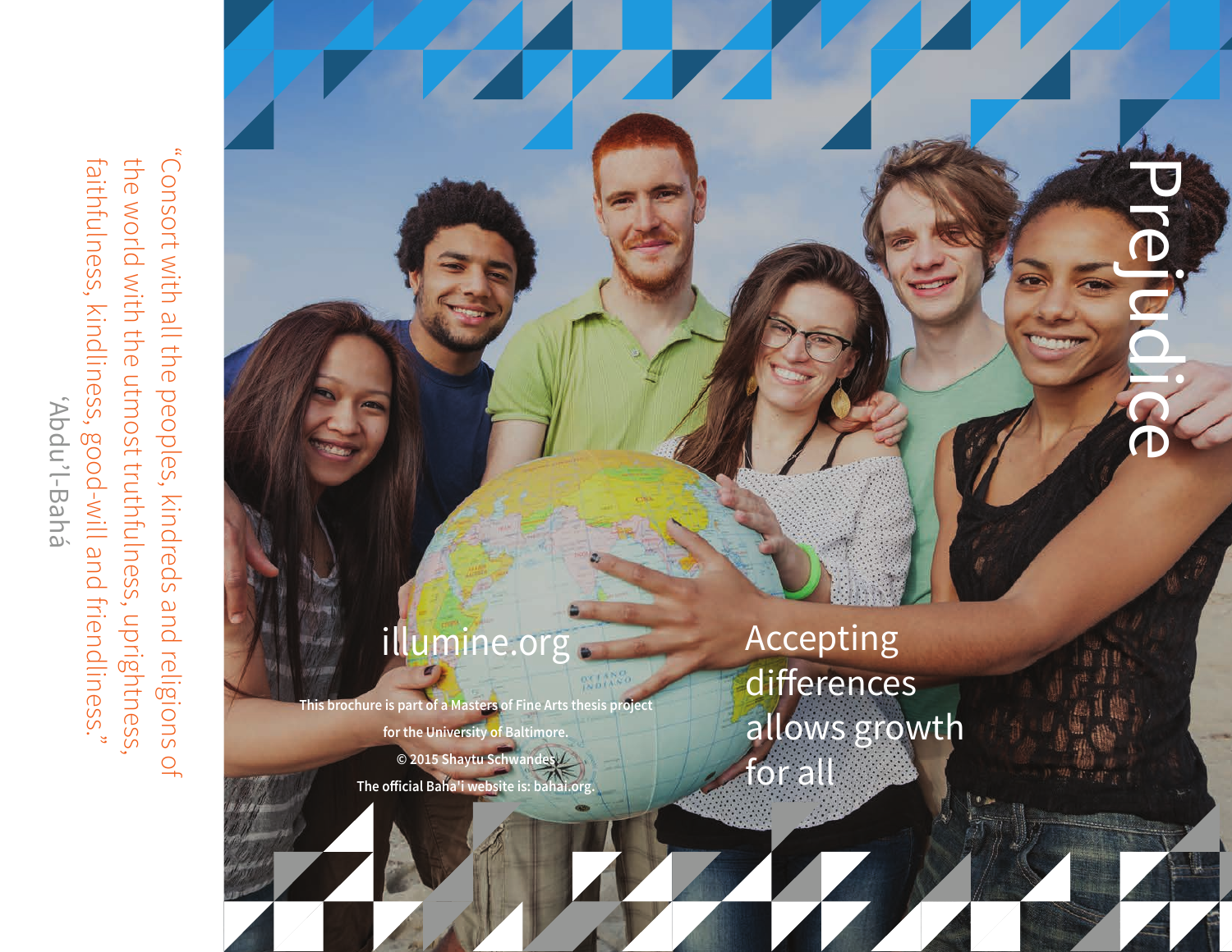"Consort with all the peoples, kindreds and religions of the world with the utmost truthfulness, uprightness, faithfulness, kindliness, good-will and friendliness."

'Abdu'l-Bahá

# Prejudice

illumine.org

This brochure is part of a Masters of Fine Arts thesis project for the University of Baltimore.

© 2015 Shaytu Schwandes

The official Baha'i website is: bahai.org.

Accepting differences allows growth for all